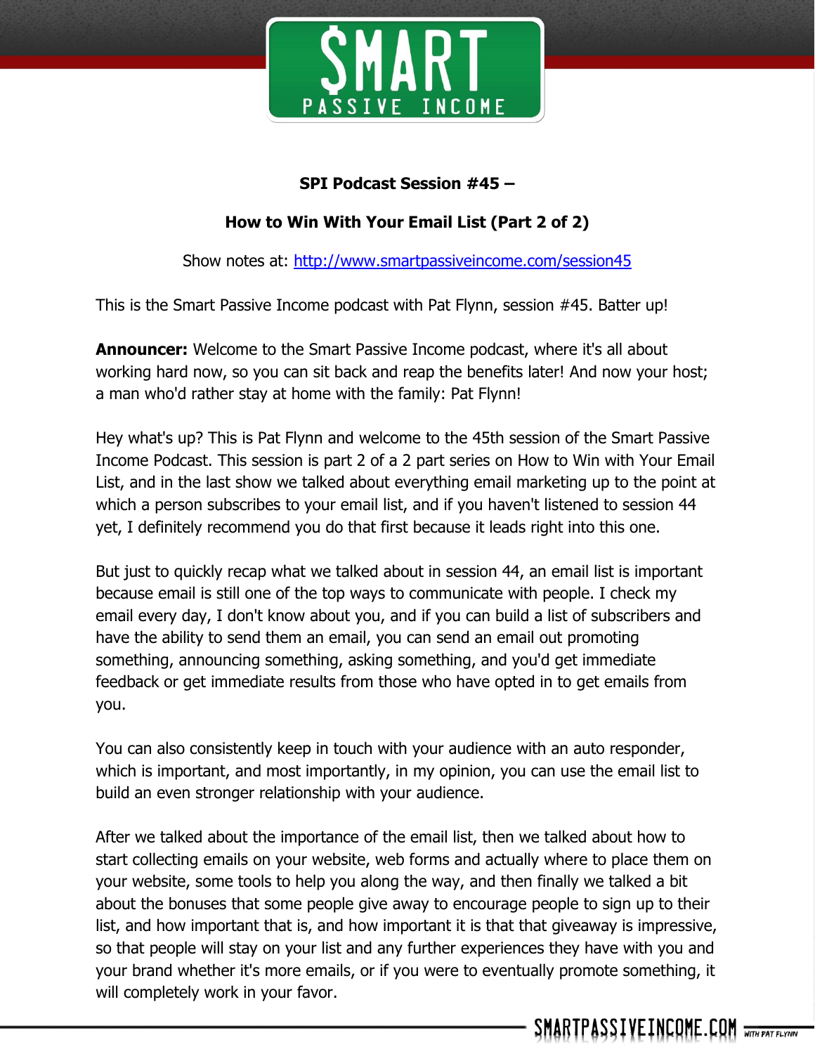**SPI Podcast Session #45 –**

**How to Win With Your Email List (Part 2 of 2)**

Show notes at: [http://www.smartpassiveincome.com/session45](http://www.smartpassiveincome.com/session45)

This is the Smart Passive Income podcast with Pat Flynn, session #45. Batter up!

**Announcer:** Welcome to the Smart Passive Income podcast, where it's all about working hard now, so you can sit back and reap the benefits later! And now your host; a man who'd rather stay at home with the family: Pat Flynn!

Hey what's up? This is Pat Flynn and welcome to the 45th session of the Smart Passive Income Podcast. This session is part 2 of a 2 part series on How to Win with Your Email List, and in the last show we talked about everything email marketing up to the point at which a person subscribes to your email list, and if you haven't listened to session 44 yet, I definitely recommend you do that first because it leads right into this one.

But just to quickly recap what we talked about in session 44, an email list is important because email is still one of the top ways to communicate with people. I check my email every day, I don't know about you, and if you can build a list of subscribers and have the ability to send them an email, you can send an email out promoting something, announcing something, asking something, and you'd get immediate feedback or get immediate results from those who have opted in to get emails from you.

You can also consistently keep in touch with your audience with an auto responder, which is important, and most importantly, in my opinion, you can use the email list to build an even stronger relationship with your audience.

After we talked about the importance of the email list, then we talked about how to start collecting emails on your website, web forms and actually where to place them on your website, some tools to help you along the way, and then finally we talked a bit about the bonuses that some people give away to encourage people to sign up to their list, and how important that is, and how important it is that that giveaway is impressive, so that people will stay on your list and any further experiences they have with you and your brand whether it's more emails, or if you were to eventually promote something, it will completely work in your favor.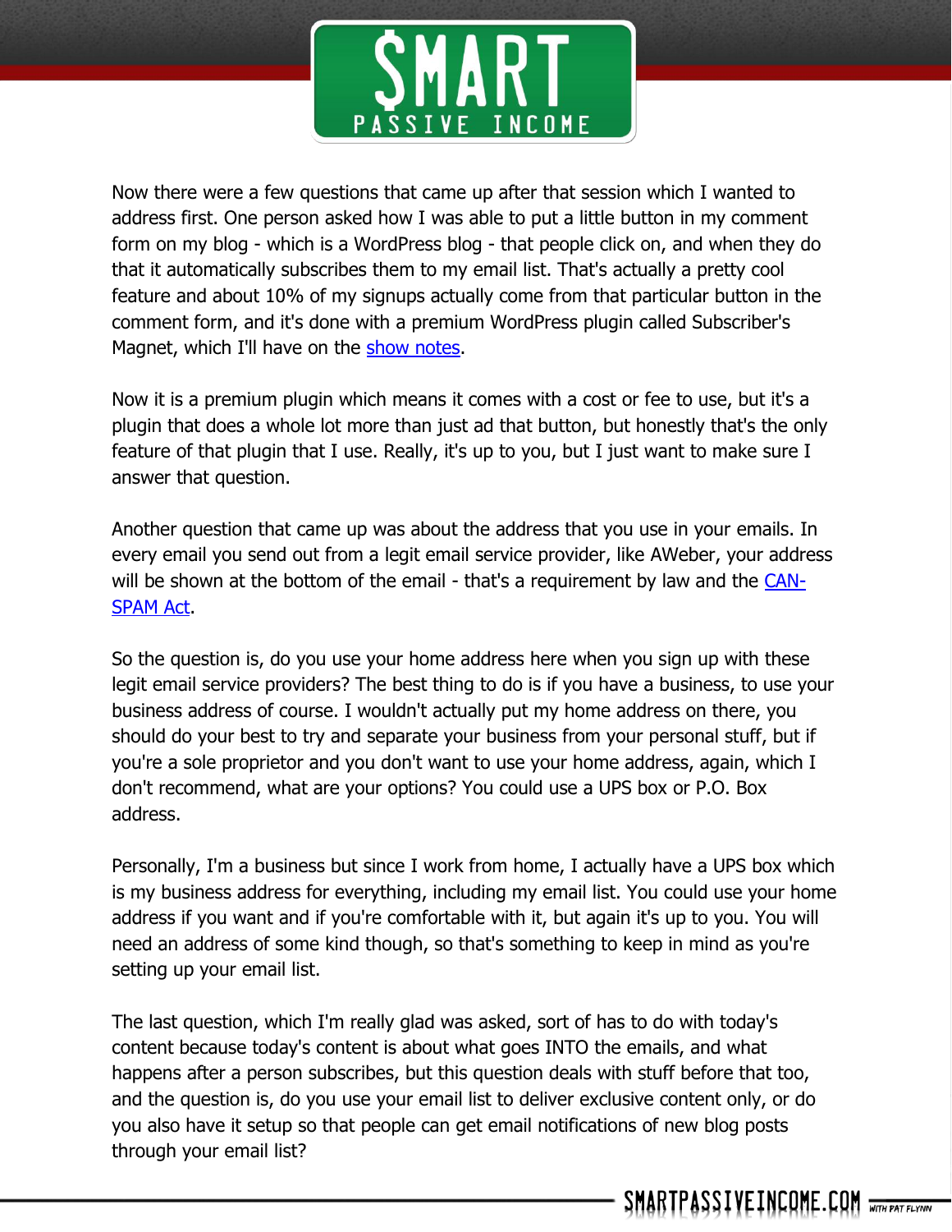Now there were a few questions that came up after that session which I wanted to address first. One person asked how I was able to put a little button in my comment form on my blog - which is a WordPress blog - that people click on, and when they do that it automatically subscribes them to my email list. That's actually a pretty cool feature and about 10% of my signups actually come from that particular button in the comment form, and it's done with a premium WordPress plugin called Subscriber's Magnet, which I'll have on the show notes.

Now it is a premium plugin which means it comes with a cost or fee to use, but it's a plugin that does a whole lot more than just ad that button, but honestly that's the only feature of that plugin that I use. Really, it's up to you, but I just want to make sure I answer that question.

Another question that came up was about the address that you use in your emails. In every email you send out from a legit email service provider, like AWeber, your address will be shown at the bottom of the email - that's a requirement by law and the CAN-SPAM Act.

So the question is, do you use your home address here when you sign up with these legit email service providers? The best thing to do is if you have a business, to use your business address of course. I wouldn't actually put my home address on there, you should do your best to try and separate your business from your personal stuff, but if you're a sole proprietor and you don't want to use your home address, again, which I don't recommend, what are your options? You could use a UPS box or P.O. Box address.

Personally, I'm a business but since I work from home, I actually have a UPS box which is my business address for everything, including my email list. You could use your home address if you want and if you're comfortable with it, but again it's up to you. You will need an address of some kind though, so that's something to keep in mind as you're setting up your email list.

The last question, which I'm really glad was asked, sort of has to do with today's content because today's content is about what goes INTO the emails, and what happens after a person subscribes, but this question deals with stuff before that too, and the question is, do you use your email list to deliver exclusive content only, or do you also have it setup so that people can get email notifications of new blog posts through your email list?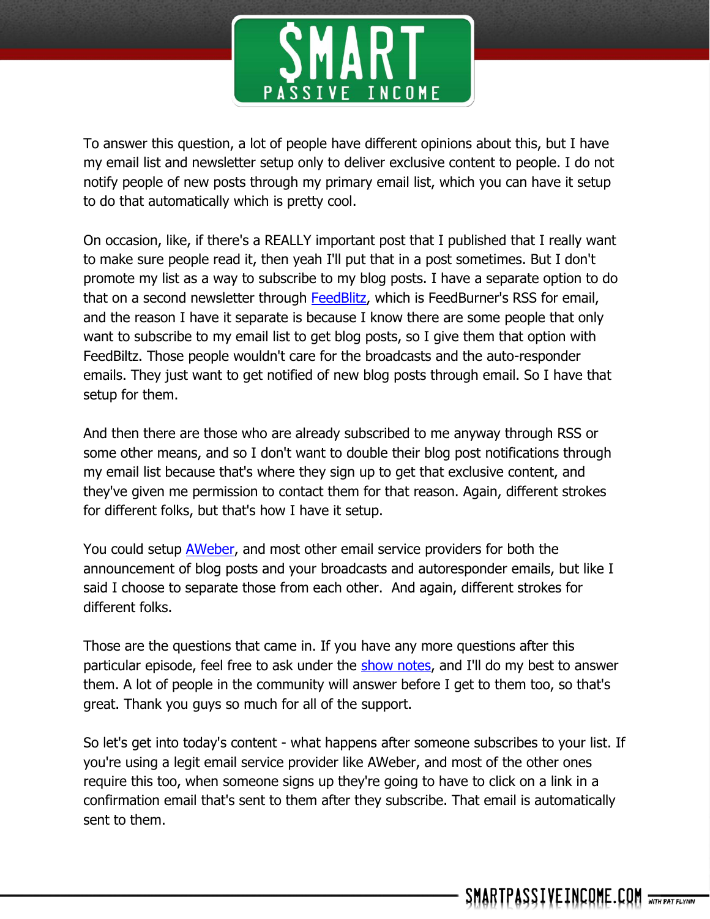To answer this question, a lot of people have different opinions about this, but I have my email list and newsletter setup only to deliver exclusive content to people. I do not notify people of new posts through my primary email list, which you can have it setup to do that automatically which is pretty cool.

On occasion, like, if there's a REALLY important post that I published that I really want to make sure people read it, then yeah I'll put that in a post sometimes. But I don't promote my list as a way to subscribe to my blog posts. I have a separate option to do that on a second newsletter through FeedBlitz, which is FeedBurner's RSS for email, and the reason I have it separate is because I know there are some people that only want to subscribe to my email list to get blog posts, so I give them that option with FeedBiltz. Those people wouldn't care for the broadcasts and the auto-responder emails. They just want to get notified of new blog posts through email. So I have that setup for them.

And then there are those who are already subscribed to me anyway through RSS or some other means, and so I don't want to double their blog post notifications through my email list because that's where they sign up to get that exclusive content, and they've given me permission to contact them for that reason. Again, different strokes for different folks, but that's how I have it setup.

You could setup AWeber, and most other email service providers for both the announcement of blog posts and your broadcasts and autoresponder emails, but like I said I choose to separate those from each other. And again, different strokes for different folks.

Those are the questions that came in. If you have any more questions after this particular episode, feel free to ask under the show notes, and I'll do my best to answer them. A lot of people in the community will answer before I get to them too, so that's great. Thank you guys so much for all of the support.

So let's get into today's content - what happens after someone subscribes to your list. If you're using a legit email service provider like AWeber, and most of the other ones require this too, when someone signs up they're going to have to click on a link in a confirmation email that's sent to them after they subscribe. That email is automatically sent to them.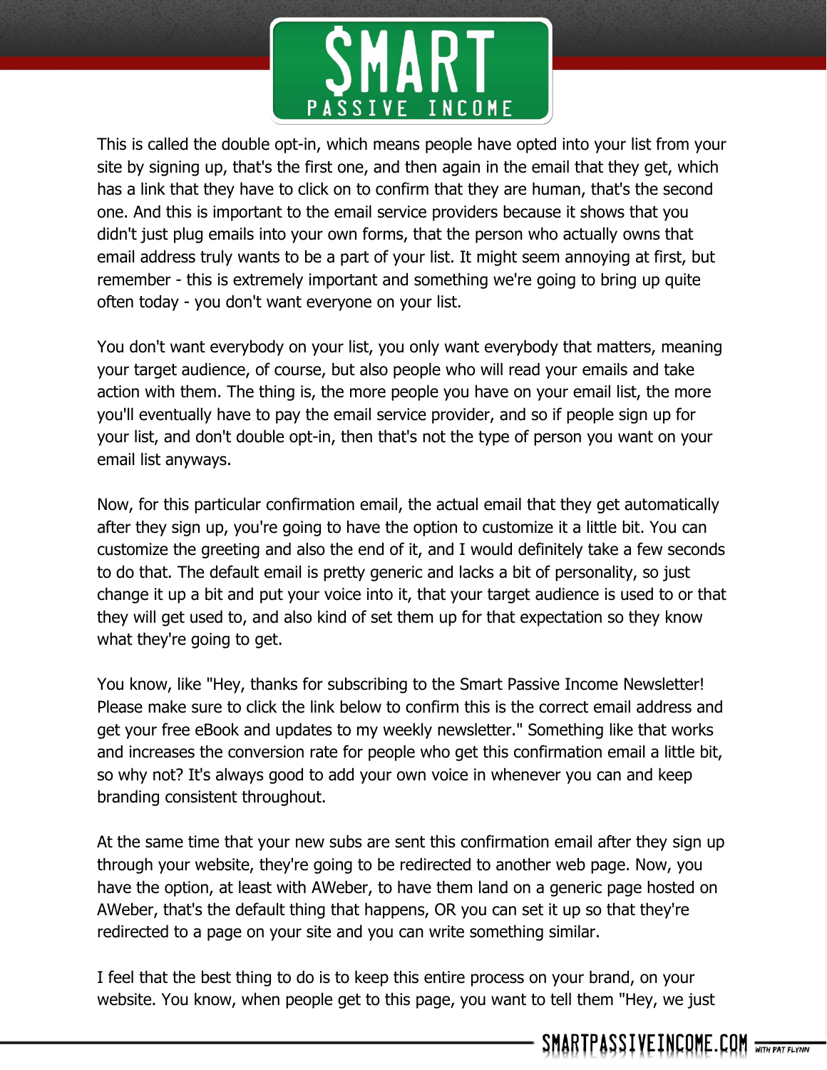This is called the double opt-in, which means people have opted into your list from your site by signing up, that's the first one, and then again in the email that they get, which has a link that they have to click on to confirm that they are human, that's the second one. And this is important to the email service providers because it shows that you didn't just plug emails into your own forms, that the person who actually owns that email address truly wants to be a part of your list. It might seem annoying at first, but remember - this is extremely important and something we're going to bring up quite often today - you don't want everyone on your list.

You don't want everybody on your list, you only want everybody that matters, meaning your target audience, of course, but also people who will read your emails and take action with them. The thing is, the more people you have on your email list, the more you'll eventually have to pay the email service provider, and so if people sign up for your list, and don't double opt-in, then that's not the type of person you want on your email list anyways.

Now, for this particular confirmation email, the actual email that they get automatically after they sign up, you're going to have the option to customize it a little bit. You can customize the greeting and also the end of it, and I would definitely take a few seconds to do that. The default email is pretty generic and lacks a bit of personality, so just change it up a bit and put your voice into it, that your target audience is used to or that they will get used to, and also kind of set them up for that expectation so they know what they're going to get.

You know, like "Hey, thanks for subscribing to the Smart Passive Income Newsletter! Please make sure to click the link below to confirm this is the correct email address and get your free eBook and updates to my weekly newsletter." Something like that works and increases the conversion rate for people who get this confirmation email a little bit, so why not? It's always good to add your own voice in whenever you can and keep branding consistent throughout.

At the same time that your new subs are sent this confirmation email after they sign up through your website, they're going to be redirected to another web page. Now, you have the option, at least with AWeber, to have them land on a generic page hosted on AWeber, that's the default thing that happens, OR you can set it up so that they're redirected to a page on your site and you can write something similar.

I feel that the best thing to do is to keep this entire process on your brand, on your website. You know, when people get to this page, you want to tell them "Hey, we just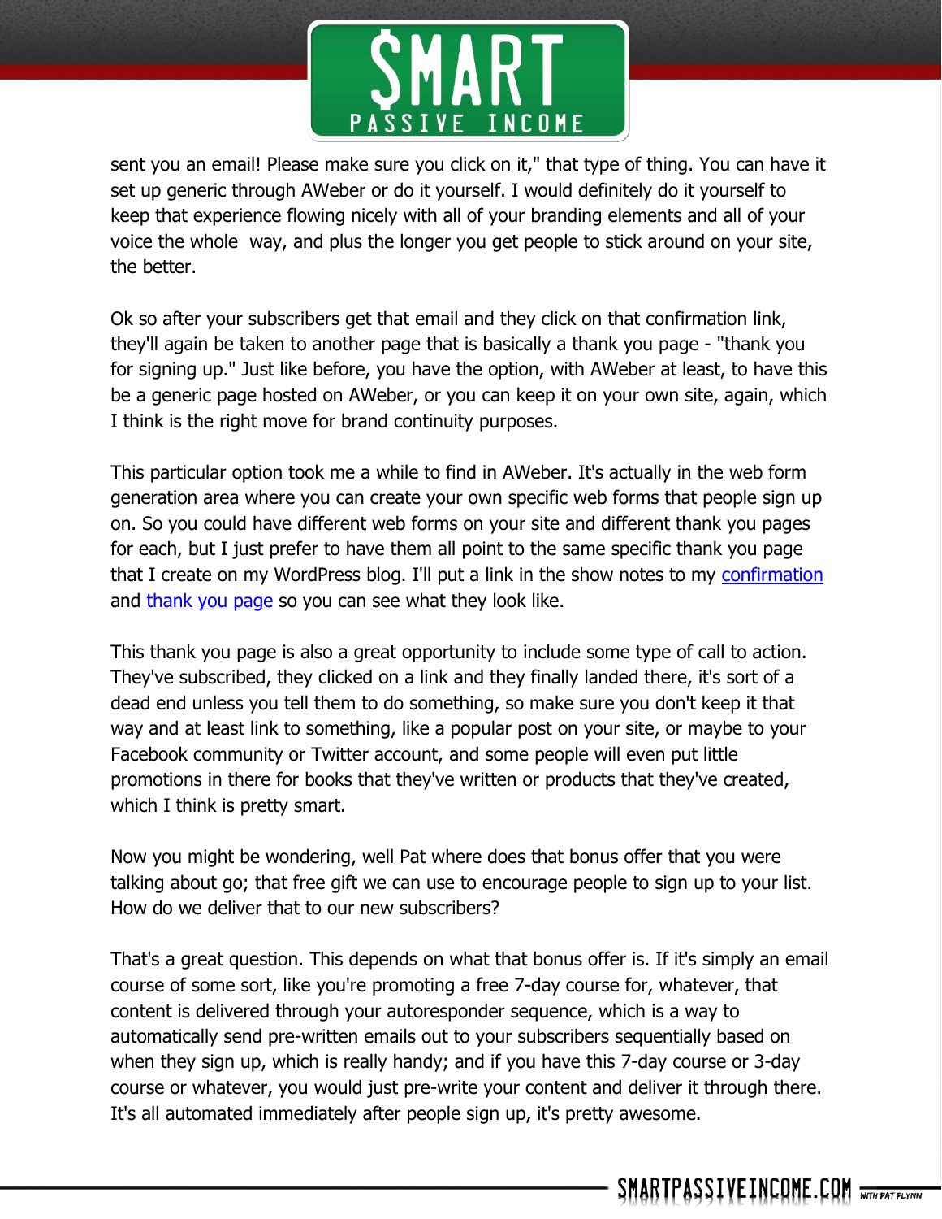sent you an email! Please make sure you click on it," that type of thing. You can have it set up generic through AWeber or do it yourself. I would definitely do it yourself to keep that experience flowing nicely with all of your branding elements and all of your voice the whole way, and plus the longer you get people to stick around on your site, the better.

Ok so after your subscribers get that email and they click on that confirmation link, they'll again be taken to another page that is basically a thank you page - "thank you for signing up." Just like before, you have the option, with AWeber at least, to have this be a generic page hosted on AWeber, or you can keep it on your own site, again, which I think is the right move for brand continuity purposes.

This particular option took me a while to find in AWeber. It's actually in the web form generation area where you can create your own specific web forms that people sign up on. So you could have different web forms on your site and different thank you pages for each, but I just prefer to have them all point to the same specific thank you page that I create on my WordPress blog. I'll put a link in the show notes to my confirmation and thank you page so you can see what they look like.

This thank you page is also a great opportunity to include some type of call to action. They've subscribed, they clicked on a link and they finally landed there, it's sort of a dead end unless you tell them to do something, so make sure you don't keep it that way and at least link to something, like a popular post on your site, or maybe to your Facebook community or Twitter account, and some people will even put little promotions in there for books that they've written or products that they've created, which I think is pretty smart.

Now you might be wondering, well Pat where does that bonus offer that you were talking about go; that free gift we can use to encourage people to sign up to your list. How do we deliver that to our new subscribers?

That's a great question. This depends on what that bonus offer is. If it's simply an email course of some sort, like you're promoting a free 7-day course for, whatever, that content is delivered through your autoresponder sequence, which is a way to automatically send pre-written emails out to your subscribers sequentially based on when they sign up, which is really handy; and if you have this 7-day course or 3-day course or whatever, you would just pre-write your content and deliver it through there. It's all automated immediately after people sign up, it's pretty awesome.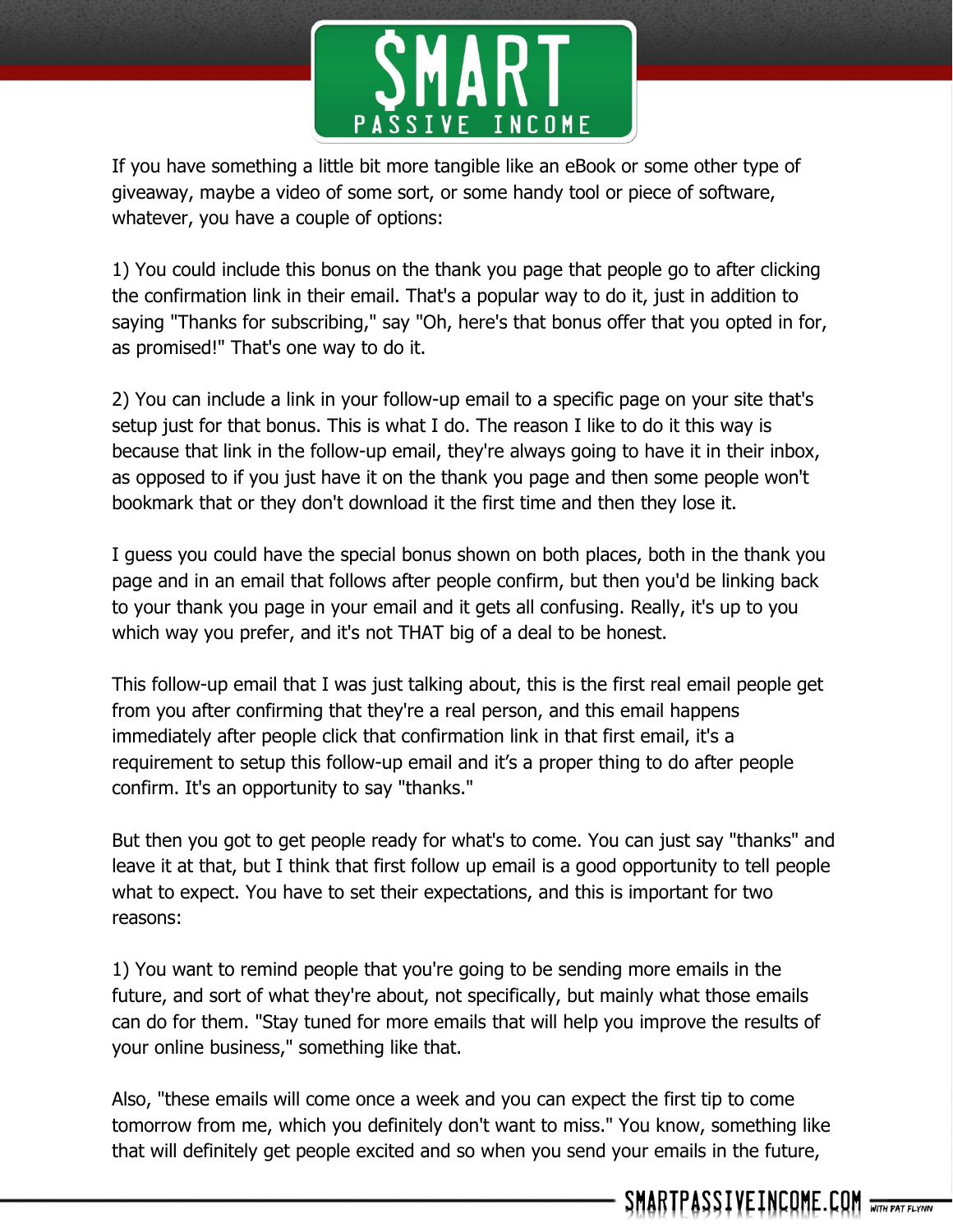If you have something a little bit more tangible like an eBook or some other type of giveaway, maybe a video of some sort, or some handy tool or piece of software, whatever, you have a couple of options:

1) You could include this bonus on the thank you page that people go to after clicking the confirmation link in their email. That's a popular way to do it, just in addition to saying "Thanks for subscribing," say "Oh, here's that bonus offer that you opted in for, as promised!" That's one way to do it.

2) You can include a link in your follow-up email to a specific page on your site that's setup just for that bonus. This is what I do. The reason I like to do it this way is because that link in the follow-up email, they're always going to have it in their inbox, as opposed to if you just have it on the thank you page and then some people won't bookmark that or they don't download it the first time and then they lose it.

I guess you could have the special bonus shown on both places, both in the thank you page and in an email that follows after people confirm, but then you'd be linking back to your thank you page in your email and it gets all confusing. Really, it's up to you which way you prefer, and it's not THAT big of a deal to be honest.

This follow-up email that I was just talking about, this is the first real email people get from you after confirming that they're a real person, and this email happens immediately after people click that confirmation link in that first email, it's a requirement to setup this follow-up email and it's a proper thing to do after people confirm. It's an opportunity to say "thanks."

But then you got to get people ready for what's to come. You can just say "thanks" and leave it at that, but I think that first follow up email is a good opportunity to tell people what to expect. You have to set their expectations, and this is important for two reasons:

1) You want to remind people that you're going to be sending more emails in the future, and sort of what they're about, not specifically, but mainly what those emails can do for them. "Stay tuned for more emails that will help you improve the results of your online business," something like that.

Also, "these emails will come once a week and you can expect the first tip to come tomorrow from me, which you definitely don't want to miss." You know, something like that will definitely get people excited and so when you send your emails in the future,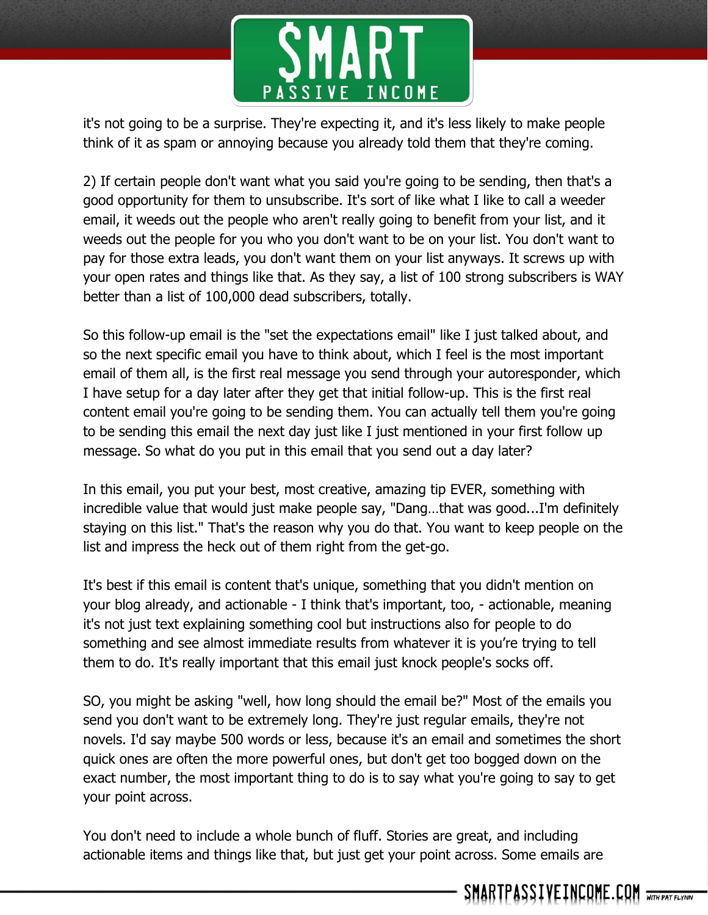it's not going to be a surprise. They're expecting it, and it's less likely to make people think of it as spam or annoying because you already told them that they're coming.

2) If certain people don't want what you said you're going to be sending, then that's a good opportunity for them to unsubscribe. It's sort of like what I like to call a weeder email, it weeds out the people who aren't really going to benefit from your list, and it weeds out the people for you who you don't want to be on your list. You don't want to pay for those extra leads, you don't want them on your list anyways. It screws up with your open rates and things like that. As they say, a list of 100 strong subscribers is WAY better than a list of 100,000 dead subscribers, totally.

So this follow-up email is the "set the expectations email" like I just talked about, and so the next specific email you have to think about, which I feel is the most important email of them all, is the first real message you send through your autoresponder, which I have setup for a day later after they get that initial follow-up. This is the first real content email you're going to be sending them. You can actually tell them you're going to be sending this email the next day just like I just mentioned in your first follow up message. So what do you put in this email that you send out a day later?

In this email, you put your best, most creative, amazing tip EVER, something with incredible value that would just make people say, "Dang…that was good...I'm definitely staying on this list." That's the reason why you do that. You want to keep people on the list and impress the heck out of them right from the get-go.

It's best if this email is content that's unique, something that you didn't mention on your blog already, and actionable - I think that's important, too, - actionable, meaning it's not just text explaining something cool but instructions also for people to do something and see almost immediate results from whatever it is you're trying to tell them to do. It's really important that this email just knock people's socks off.

SO, you might be asking "well, how long should the email be?" Most of the emails you send you don't want to be extremely long. They're just regular emails, they're not novels. I'd say maybe 500 words or less, because it's an email and sometimes the short quick ones are often the more powerful ones, but don't get too bogged down on the exact number, the most important thing to do is to say what you're going to say to get your point across.

You don't need to include a whole bunch of fluff. Stories are great, and including actionable items and things like that, but just get your point across. Some emails are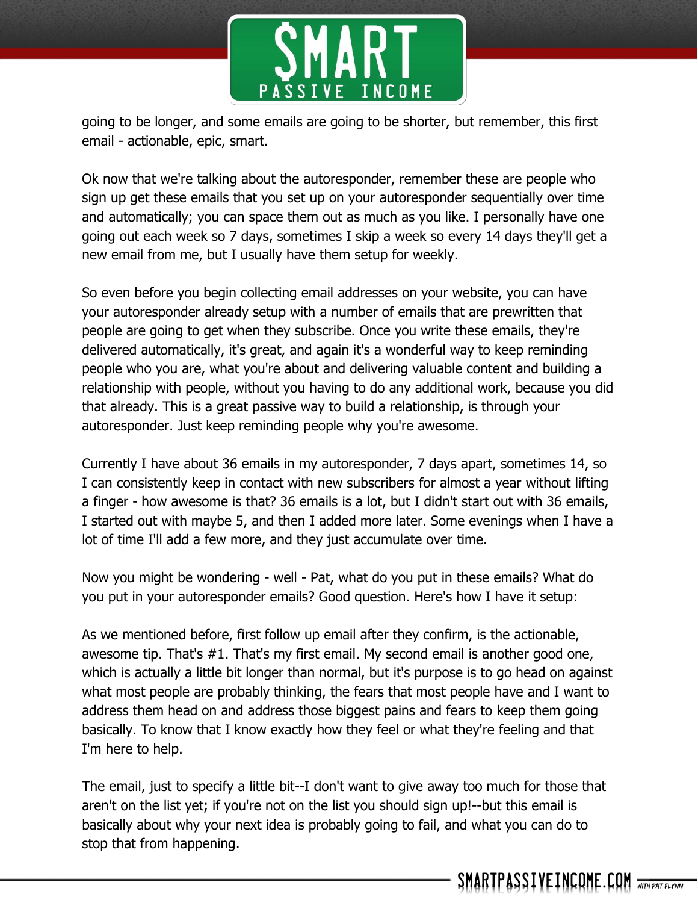going to be longer, and some emails are going to be shorter, but remember, this first email - actionable, epic, smart.

Ok now that we're talking about the autoresponder, remember these are people who sign up get these emails that you set up on your autoresponder sequentially over time and automatically; you can space them out as much as you like. I personally have one going out each week so 7 days, sometimes I skip a week so every 14 days they'll get a new email from me, but I usually have them setup for weekly.

So even before you begin collecting email addresses on your website, you can have your autoresponder already setup with a number of emails that are prewritten that people are going to get when they subscribe. Once you write these emails, they're delivered automatically, it's great, and again it's a wonderful way to keep reminding people who you are, what you're about and delivering valuable content and building a relationship with people, without you having to do any additional work, because you did that already. This is a great passive way to build a relationship, is through your autoresponder. Just keep reminding people why you're awesome.

Currently I have about 36 emails in my autoresponder, 7 days apart, sometimes 14, so I can consistently keep in contact with new subscribers for almost a year without lifting a finger - how awesome is that? 36 emails is a lot, but I didn't start out with 36 emails, I started out with maybe 5, and then I added more later. Some evenings when I have a lot of time I'll add a few more, and they just accumulate over time.

Now you might be wondering - well - Pat, what do you put in these emails? What do you put in your autoresponder emails? Good question. Here's how I have it setup:

As we mentioned before, first follow up email after they confirm, is the actionable, awesome tip. That's #1. That's my first email. My second email is another good one, which is actually a little bit longer than normal, but it's purpose is to go head on against what most people are probably thinking, the fears that most people have and I want to address them head on and address those biggest pains and fears to keep them going basically. To know that I know exactly how they feel or what they're feeling and that I'm here to help.

The email, just to specify a little bit--I don't want to give away too much for those that aren't on the list yet; if you're not on the list you should sign up!--but this email is basically about why your next idea is probably going to fail, and what you can do to stop that from happening.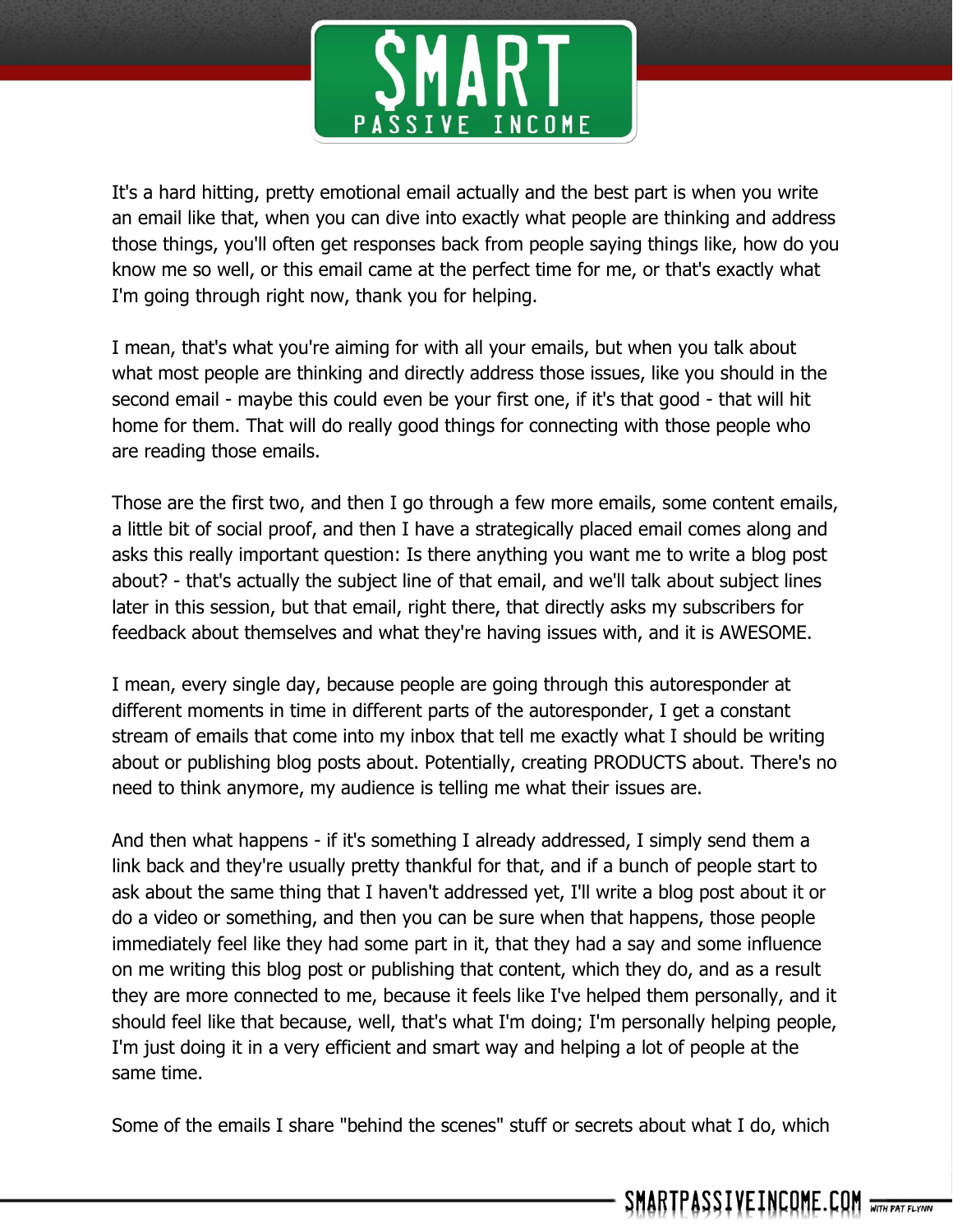It's a hard hitting, pretty emotional email actually and the best part is when you write an email like that, when you can dive into exactly what people are thinking and address those things, you'll often get responses back from people saying things like, how do you know me so well, or this email came at the perfect time for me, or that's exactly what I'm going through right now, thank you for helping.

I mean, that's what you're aiming for with all your emails, but when you talk about what most people are thinking and directly address those issues, like you should in the second email - maybe this could even be your first one, if it's that good - that will hit home for them. That will do really good things for connecting with those people who are reading those emails.

Those are the first two, and then I go through a few more emails, some content emails, a little bit of social proof, and then I have a strategically placed email comes along and asks this really important question: Is there anything you want me to write a blog post about? - that's actually the subject line of that email, and we'll talk about subject lines later in this session, but that email, right there, that directly asks my subscribers for feedback about themselves and what they're having issues with, and it is AWESOME.

I mean, every single day, because people are going through this autoresponder at different moments in time in different parts of the autoresponder, I get a constant stream of emails that come into my inbox that tell me exactly what I should be writing about or publishing blog posts about. Potentially, creating PRODUCTS about. There's no need to think anymore, my audience is telling me what their issues are.

And then what happens - if it's something I already addressed, I simply send them a link back and they're usually pretty thankful for that, and if a bunch of people start to ask about the same thing that I haven't addressed yet, I'll write a blog post about it or do a video or something, and then you can be sure when that happens, those people immediately feel like they had some part in it, that they had a say and some influence on me writing this blog post or publishing that content, which they do, and as a result they are more connected to me, because it feels like I've helped them personally, and it should feel like that because, well, that's what I'm doing; I'm personally helping people, I'm just doing it in a very efficient and smart way and helping a lot of people at the same time.

Some of the emails I share "behind the scenes" stuff or secrets about what I do, which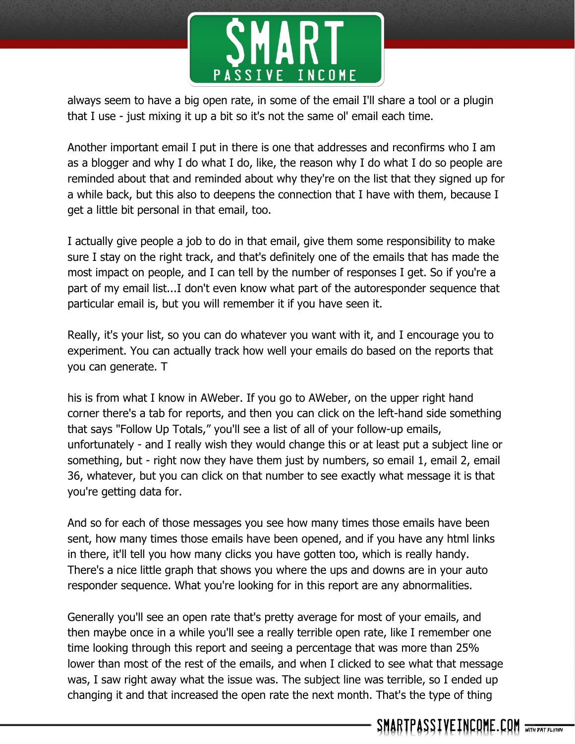always seem to have a big open rate, in some of the email I'll share a tool or a plugin that I use - just mixing it up a bit so it's not the same ol' email each time.

Another important email I put in there is one that addresses and reconfirms who I am as a blogger and why I do what I do, like, the reason why I do what I do so people are reminded about that and reminded about why they're on the list that they signed up for a while back, but this also to deepens the connection that I have with them, because I get a little bit personal in that email, too.

I actually give people a job to do in that email, give them some responsibility to make sure I stay on the right track, and that's definitely one of the emails that has made the most impact on people, and I can tell by the number of responses I get. So if you're a part of my email list...I don't even know what part of the autoresponder sequence that particular email is, but you will remember it if you have seen it.

Really, it's your list, so you can do whatever you want with it, and I encourage you to experiment. You can actually track how well your emails do based on the reports that you can generate. T

his is from what I know in AWeber. If you go to AWeber, on the upper right hand corner there's a tab for reports, and then you can click on the left-hand side something that says "Follow Up Totals," you'll see a list of all of your follow-up emails, unfortunately - and I really wish they would change this or at least put a subject line or something, but - right now they have them just by numbers, so email 1, email 2, email 36, whatever, but you can click on that number to see exactly what message it is that you're getting data for.

And so for each of those messages you see how many times those emails have been sent, how many times those emails have been opened, and if you have any html links in there, it'll tell you how many clicks you have gotten too, which is really handy. There's a nice little graph that shows you where the ups and downs are in your auto responder sequence. What you're looking for in this report are any abnormalities.

Generally you'll see an open rate that's pretty average for most of your emails, and then maybe once in a while you'll see a really terrible open rate, like I remember one time looking through this report and seeing a percentage that was more than 25% lower than most of the rest of the emails, and when I clicked to see what that message was, I saw right away what the issue was. The subject line was terrible, so I ended up changing it and that increased the open rate the next month. That's the type of thing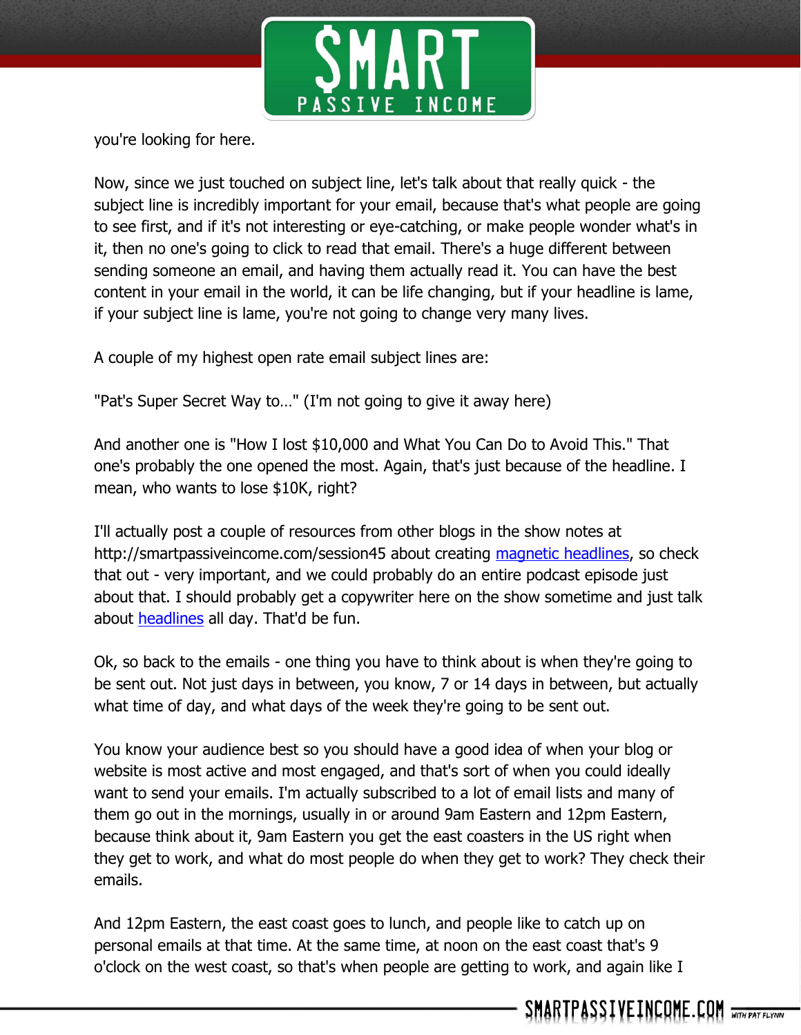you're looking for here.

Now, since we just touched on subject line, let's talk about that really quick - the subject line is incredibly important for your email, because that's what people are going to see first, and if it's not interesting or eye-catching, or make people wonder what's in it, then no one's going to click to read that email. There's a huge different between sending someone an email, and having them actually read it. You can have the best content in your email in the world, it can be life changing, but if your headline is lame, if your subject line is lame, you're not going to change very many lives.

A couple of my highest open rate email subject lines are:

"Pat's Super Secret Way to…" (I'm not going to give it away here)

And another one is "How I lost $10,000 and What You Can Do to Avoid This." That one's probably the one opened the most. Again, that's just because of the headline. I mean, who wants to lose $10K, right?

I'll actually post a couple of resources from other blogs in the show notes at http://smartpassiveincome.com/session45 about creating [magnetic headlines](), so check that out - very important, and we could probably do an entire podcast episode just about that. I should probably get a copywriter here on the show sometime and just talk about [headlines]() all day. That'd be fun.

Ok, so back to the emails - one thing you have to think about is when they're going to be sent out. Not just days in between, you know, 7 or 14 days in between, but actually what time of day, and what days of the week they're going to be sent out.

You know your audience best so you should have a good idea of when your blog or website is most active and most engaged, and that's sort of when you could ideally want to send your emails. I'm actually subscribed to a lot of email lists and many of them go out in the mornings, usually in or around 9am Eastern and 12pm Eastern, because think about it, 9am Eastern you get the east coasters in the US right when they get to work, and what do most people do when they get to work? They check their emails.

And 12pm Eastern, the east coast goes to lunch, and people like to catch up on personal emails at that time. At the same time, at noon on the east coast that's 9 o'clock on the west coast, so that's when people are getting to work, and again like I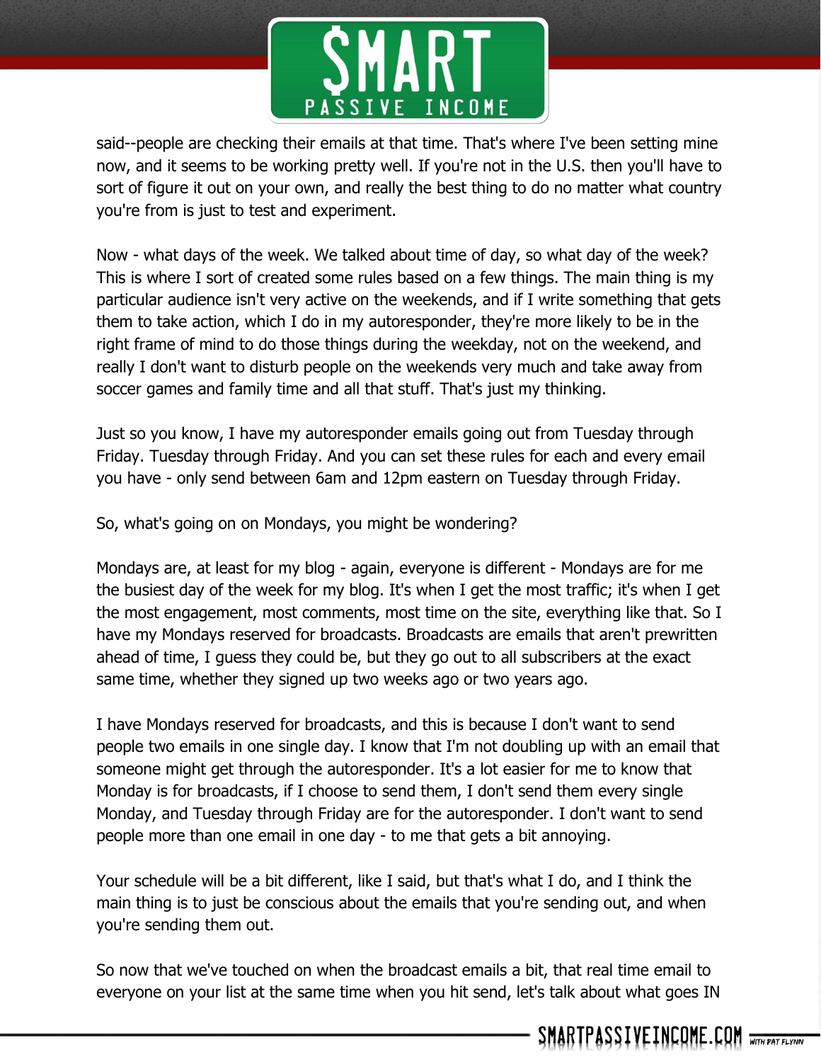said--people are checking their emails at that time. That's where I've been setting mine now, and it seems to be working pretty well. If you're not in the U.S. then you'll have to sort of figure it out on your own, and really the best thing to do no matter what country you're from is just to test and experiment.

Now - what days of the week. We talked about time of day, so what day of the week? This is where I sort of created some rules based on a few things. The main thing is my particular audience isn't very active on the weekends, and if I write something that gets them to take action, which I do in my autoresponder, they're more likely to be in the right frame of mind to do those things during the weekday, not on the weekend, and really I don't want to disturb people on the weekends very much and take away from soccer games and family time and all that stuff. That's just my thinking.

Just so you know, I have my autoresponder emails going out from Tuesday through Friday. Tuesday through Friday. And you can set these rules for each and every email you have - only send between 6am and 12pm eastern on Tuesday through Friday.

So, what's going on on Mondays, you might be wondering?

Mondays are, at least for my blog - again, everyone is different - Mondays are for me the busiest day of the week for my blog. It's when I get the most traffic; it's when I get the most engagement, most comments, most time on the site, everything like that. So I have my Mondays reserved for broadcasts. Broadcasts are emails that aren't prewritten ahead of time, I guess they could be, but they go out to all subscribers at the exact same time, whether they signed up two weeks ago or two years ago.

I have Mondays reserved for broadcasts, and this is because I don't want to send people two emails in one single day. I know that I'm not doubling up with an email that someone might get through the autoresponder. It's a lot easier for me to know that Monday is for broadcasts, if I choose to send them, I don't send them every single Monday, and Tuesday through Friday are for the autoresponder. I don't want to send people more than one email in one day - to me that gets a bit annoying.

Your schedule will be a bit different, like I said, but that's what I do, and I think the main thing is to just be conscious about the emails that you're sending out, and when you're sending them out.

So now that we've touched on when the broadcast emails a bit, that real time email to everyone on your list at the same time when you hit send, let's talk about what goes IN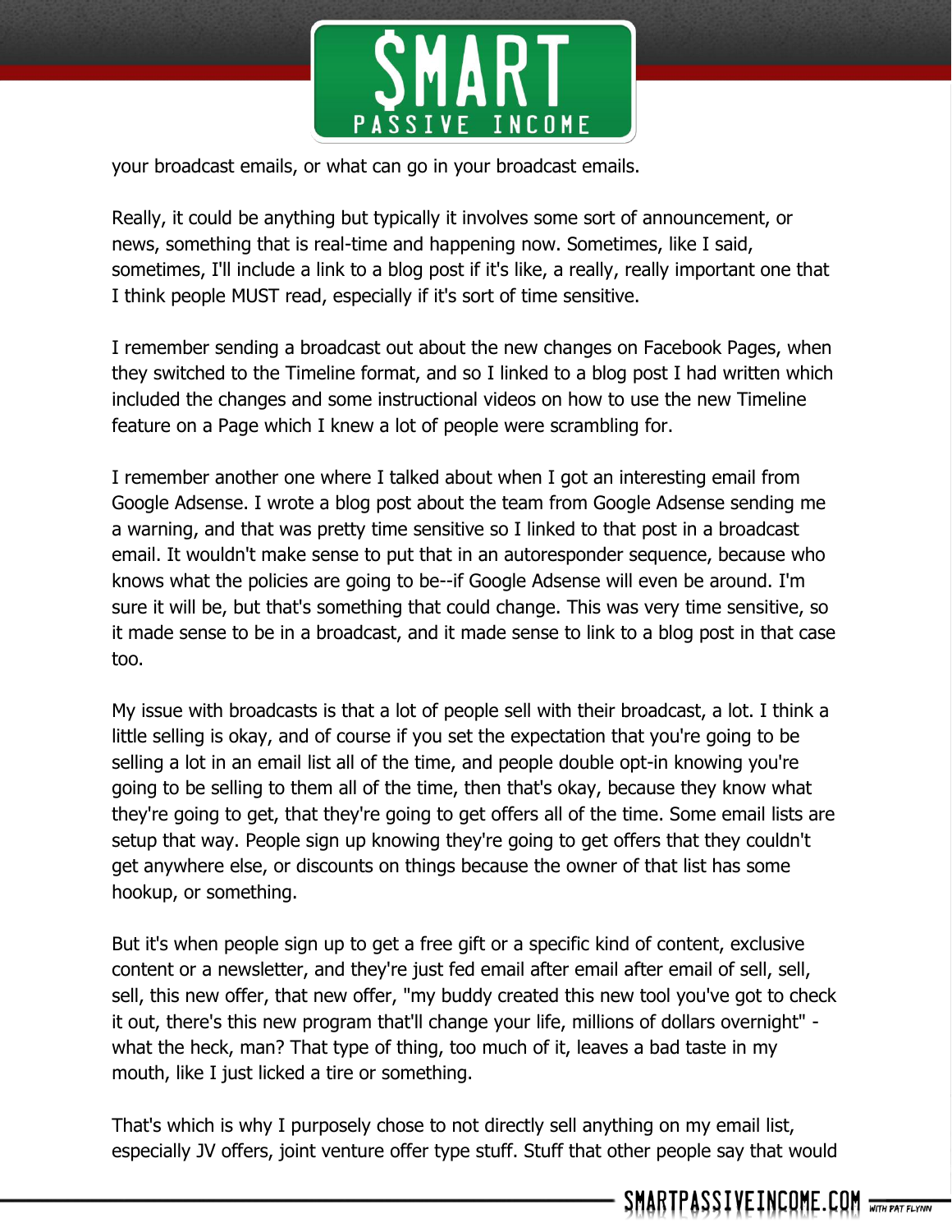your broadcast emails, or what can go in your broadcast emails.

Really, it could be anything but typically it involves some sort of announcement, or news, something that is real-time and happening now. Sometimes, like I said, sometimes, I'll include a link to a blog post if it's like, a really, really important one that I think people MUST read, especially if it's sort of time sensitive.

I remember sending a broadcast out about the new changes on Facebook Pages, when they switched to the Timeline format, and so I linked to a blog post I had written which included the changes and some instructional videos on how to use the new Timeline feature on a Page which I knew a lot of people were scrambling for.

I remember another one where I talked about when I got an interesting email from Google Adsense. I wrote a blog post about the team from Google Adsense sending me a warning, and that was pretty time sensitive so I linked to that post in a broadcast email. It wouldn't make sense to put that in an autoresponder sequence, because who knows what the policies are going to be--if Google Adsense will even be around. I'm sure it will be, but that's something that could change. This was very time sensitive, so it made sense to be in a broadcast, and it made sense to link to a blog post in that case too.

My issue with broadcasts is that a lot of people sell with their broadcast, a lot. I think a little selling is okay, and of course if you set the expectation that you're going to be selling a lot in an email list all of the time, and people double opt-in knowing you're going to be selling to them all of the time, then that's okay, because they know what they're going to get, that they're going to get offers all of the time. Some email lists are setup that way. People sign up knowing they're going to get offers that they couldn't get anywhere else, or discounts on things because the owner of that list has some hookup, or something.

But it's when people sign up to get a free gift or a specific kind of content, exclusive content or a newsletter, and they're just fed email after email after email of sell, sell, sell, this new offer, that new offer, "my buddy created this new tool you've got to check it out, there's this new program that'll change your life, millions of dollars overnight" - what the heck, man? That type of thing, too much of it, leaves a bad taste in my mouth, like I just licked a tire or something.

That's which is why I purposely chose to not directly sell anything on my email list, especially JV offers, joint venture offer type stuff. Stuff that other people say that would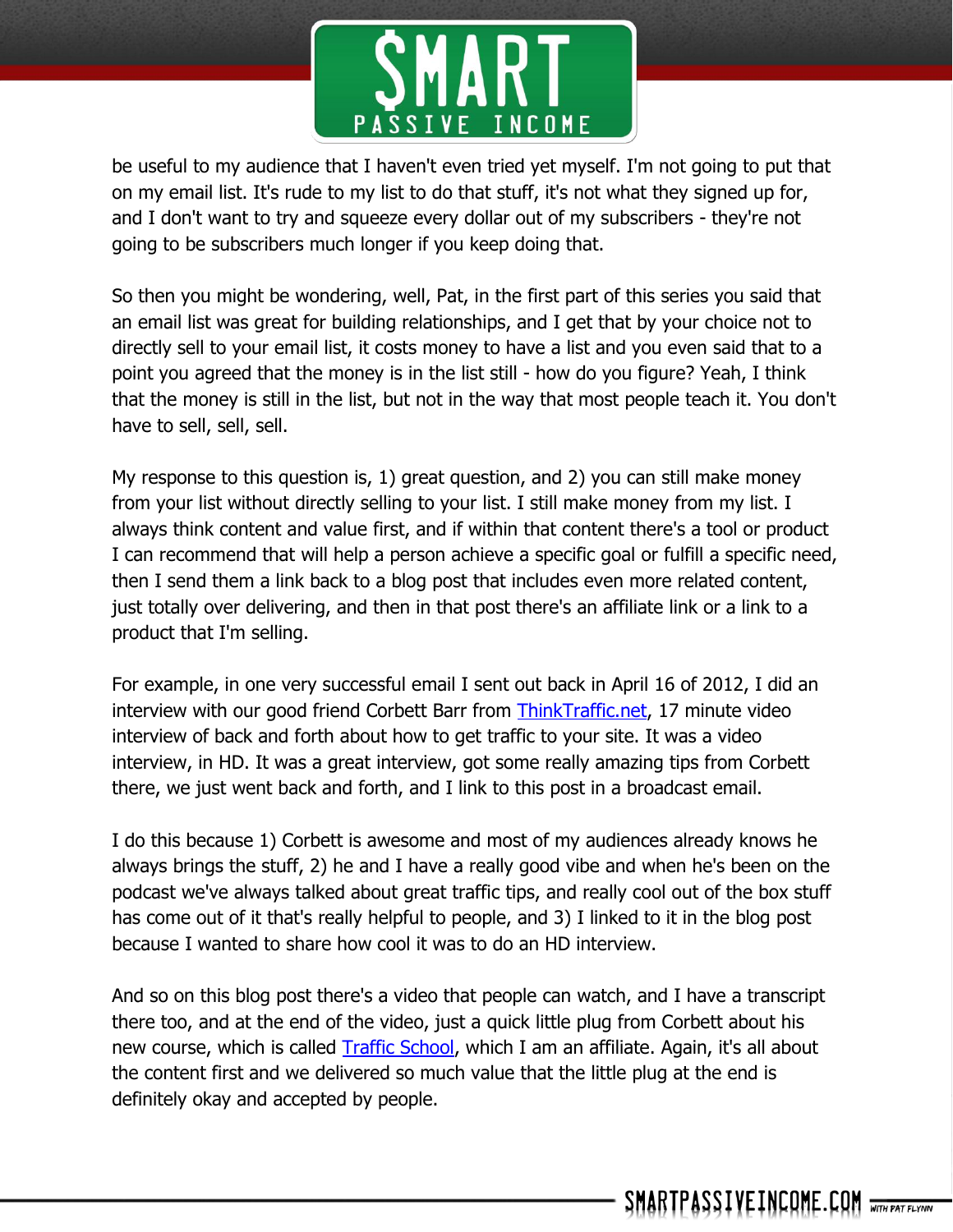be useful to my audience that I haven't even tried yet myself. I'm not going to put that on my email list. It's rude to my list to do that stuff, it's not what they signed up for, and I don't want to try and squeeze every dollar out of my subscribers - they're not going to be subscribers much longer if you keep doing that.

So then you might be wondering, well, Pat, in the first part of this series you said that an email list was great for building relationships, and I get that by your choice not to directly sell to your email list, it costs money to have a list and you even said that to a point you agreed that the money is in the list still - how do you figure? Yeah, I think that the money is still in the list, but not in the way that most people teach it. You don't have to sell, sell, sell.

My response to this question is, 1) great question, and 2) you can still make money from your list without directly selling to your list. I still make money from my list. I always think content and value first, and if within that content there's a tool or product I can recommend that will help a person achieve a specific goal or fulfill a specific need, then I send them a link back to a blog post that includes even more related content, just totally over delivering, and then in that post there's an affiliate link or a link to a product that I'm selling.

For example, in one very successful email I sent out back in April 16 of 2012, I did an interview with our good friend Corbett Barr from [ThinkTraffic.net](ThinkTraffic.net), 17 minute video interview of back and forth about how to get traffic to your site. It was a video interview, in HD. It was a great interview, got some really amazing tips from Corbett there, we just went back and forth, and I link to this post in a broadcast email.

I do this because 1) Corbett is awesome and most of my audiences already knows he always brings the stuff, 2) he and I have a really good vibe and when he's been on the podcast we've always talked about great traffic tips, and really cool out of the box stuff has come out of it that's really helpful to people, and 3) I linked to it in the blog post because I wanted to share how cool it was to do an HD interview.

And so on this blog post there's a video that people can watch, and I have a transcript there too, and at the end of the video, just a quick little plug from Corbett about his new course, which is called [Traffic School](), which I am an affiliate. Again, it's all about the content first and we delivered so much value that the little plug at the end is definitely okay and accepted by people.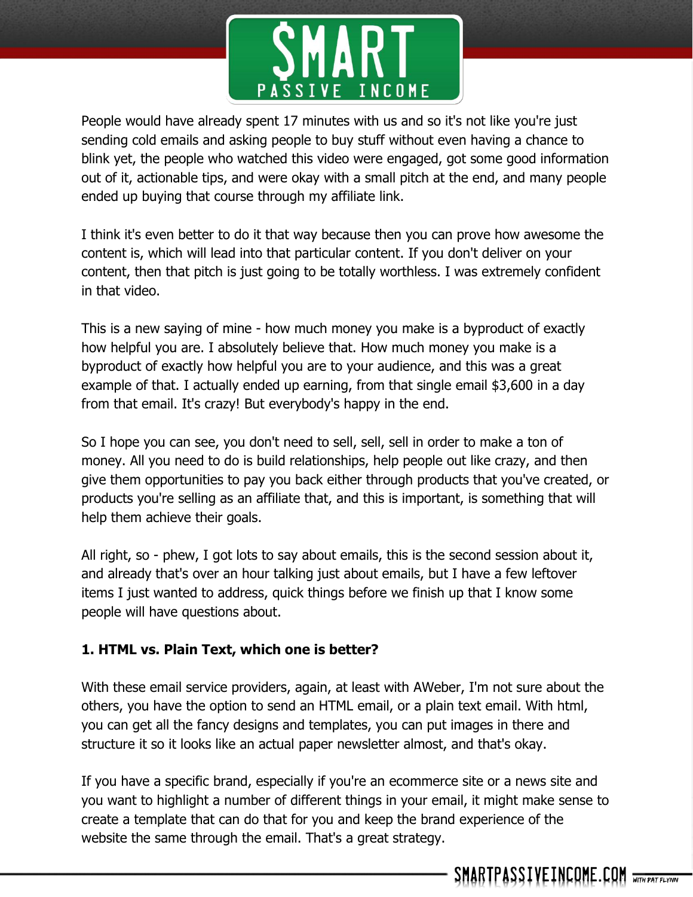People would have already spent 17 minutes with us and so it's not like you're just sending cold emails and asking people to buy stuff without even having a chance to blink yet, the people who watched this video were engaged, got some good information out of it, actionable tips, and were okay with a small pitch at the end, and many people ended up buying that course through my affiliate link.

I think it's even better to do it that way because then you can prove how awesome the content is, which will lead into that particular content. If you don't deliver on your content, then that pitch is just going to be totally worthless. I was extremely confident in that video.

This is a new saying of mine - how much money you make is a byproduct of exactly how helpful you are. I absolutely believe that. How much money you make is a byproduct of exactly how helpful you are to your audience, and this was a great example of that. I actually ended up earning, from that single email $3,600 in a day from that email. It's crazy! But everybody's happy in the end.

So I hope you can see, you don't need to sell, sell, sell in order to make a ton of money. All you need to do is build relationships, help people out like crazy, and then give them opportunities to pay you back either through products that you've created, or products you're selling as an affiliate that, and this is important, is something that will help them achieve their goals.

All right, so - phew, I got lots to say about emails, this is the second session about it, and already that's over an hour talking just about emails, but I have a few leftover items I just wanted to address, quick things before we finish up that I know some people will have questions about.

**1. HTML vs. Plain Text, which one is better?**

With these email service providers, again, at least with AWeber, I'm not sure about the others, you have the option to send an HTML email, or a plain text email. With html, you can get all the fancy designs and templates, you can put images in there and structure it so it looks like an actual paper newsletter almost, and that's okay.

If you have a specific brand, especially if you're an ecommerce site or a news site and you want to highlight a number of different things in your email, it might make sense to create a template that can do that for you and keep the brand experience of the website the same through the email. That's a great strategy.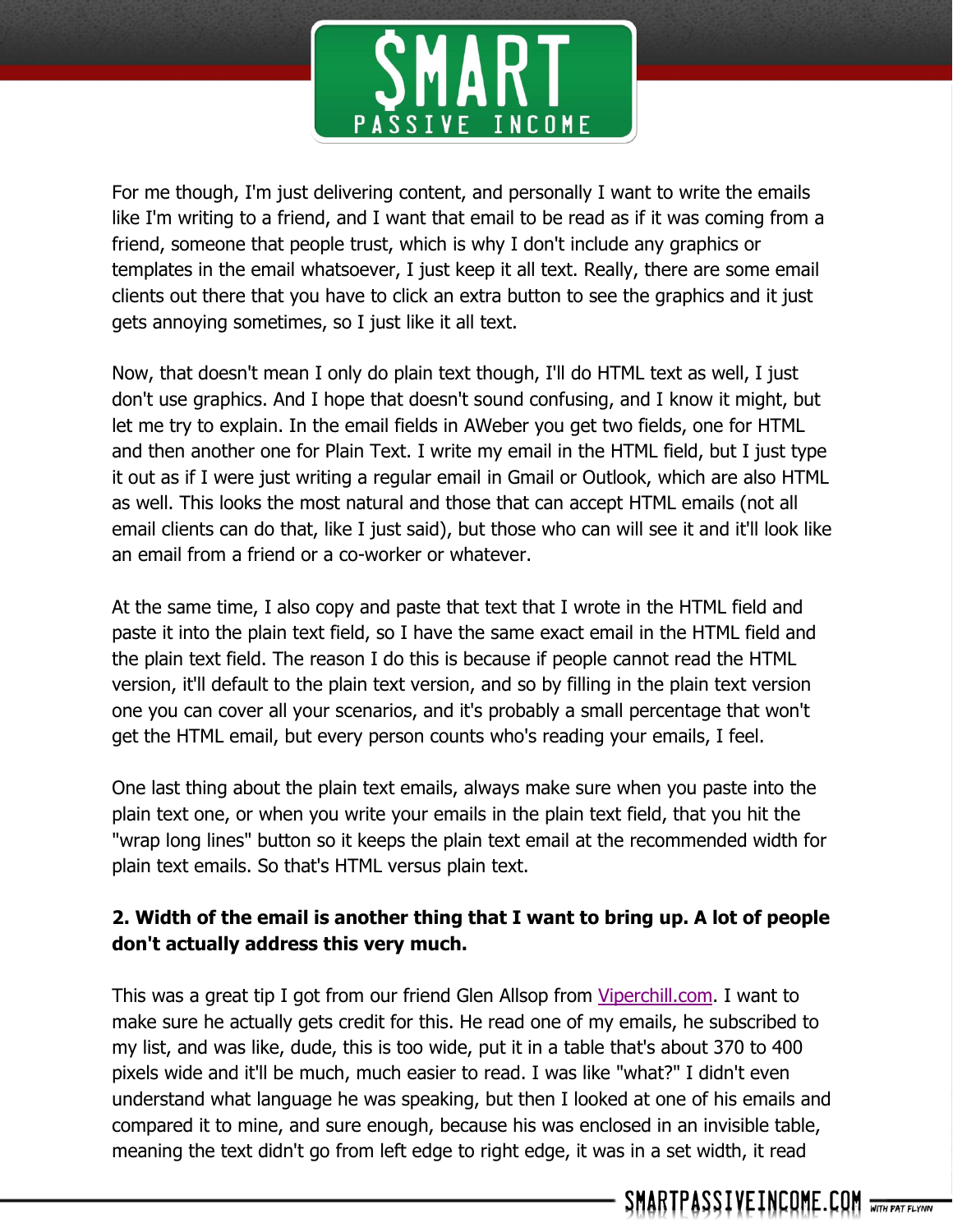For me though, I'm just delivering content, and personally I want to write the emails like I'm writing to a friend, and I want that email to be read as if it was coming from a friend, someone that people trust, which is why I don't include any graphics or templates in the email whatsoever, I just keep it all text. Really, there are some email clients out there that you have to click an extra button to see the graphics and it just gets annoying sometimes, so I just like it all text.

Now, that doesn't mean I only do plain text though, I'll do HTML text as well, I just don't use graphics. And I hope that doesn't sound confusing, and I know it might, but let me try to explain. In the email fields in AWeber you get two fields, one for HTML and then another one for Plain Text. I write my email in the HTML field, but I just type it out as if I were just writing a regular email in Gmail or Outlook, which are also HTML as well. This looks the most natural and those that can accept HTML emails (not all email clients can do that, like I just said), but those who can will see it and it'll look like an email from a friend or a co-worker or whatever.

At the same time, I also copy and paste that text that I wrote in the HTML field and paste it into the plain text field, so I have the same exact email in the HTML field and the plain text field. The reason I do this is because if people cannot read the HTML version, it'll default to the plain text version, and so by filling in the plain text version one you can cover all your scenarios, and it's probably a small percentage that won't get the HTML email, but every person counts who's reading your emails, I feel.

One last thing about the plain text emails, always make sure when you paste into the plain text one, or when you write your emails in the plain text field, that you hit the "wrap long lines" button so it keeps the plain text email at the recommended width for plain text emails. So that's HTML versus plain text.

**2. Width of the email is another thing that I want to bring up. A lot of people don't actually address this very much.**

This was a great tip I got from our friend Glen Allsop from [Viperchill.com](Viperchill.com). I want to make sure he actually gets credit for this. He read one of my emails, he subscribed to my list, and was like, dude, this is too wide, put it in a table that's about 370 to 400 pixels wide and it'll be much, much easier to read. I was like "what?" I didn't even understand what language he was speaking, but then I looked at one of his emails and compared it to mine, and sure enough, because his was enclosed in an invisible table, meaning the text didn't go from left edge to right edge, it was in a set width, it read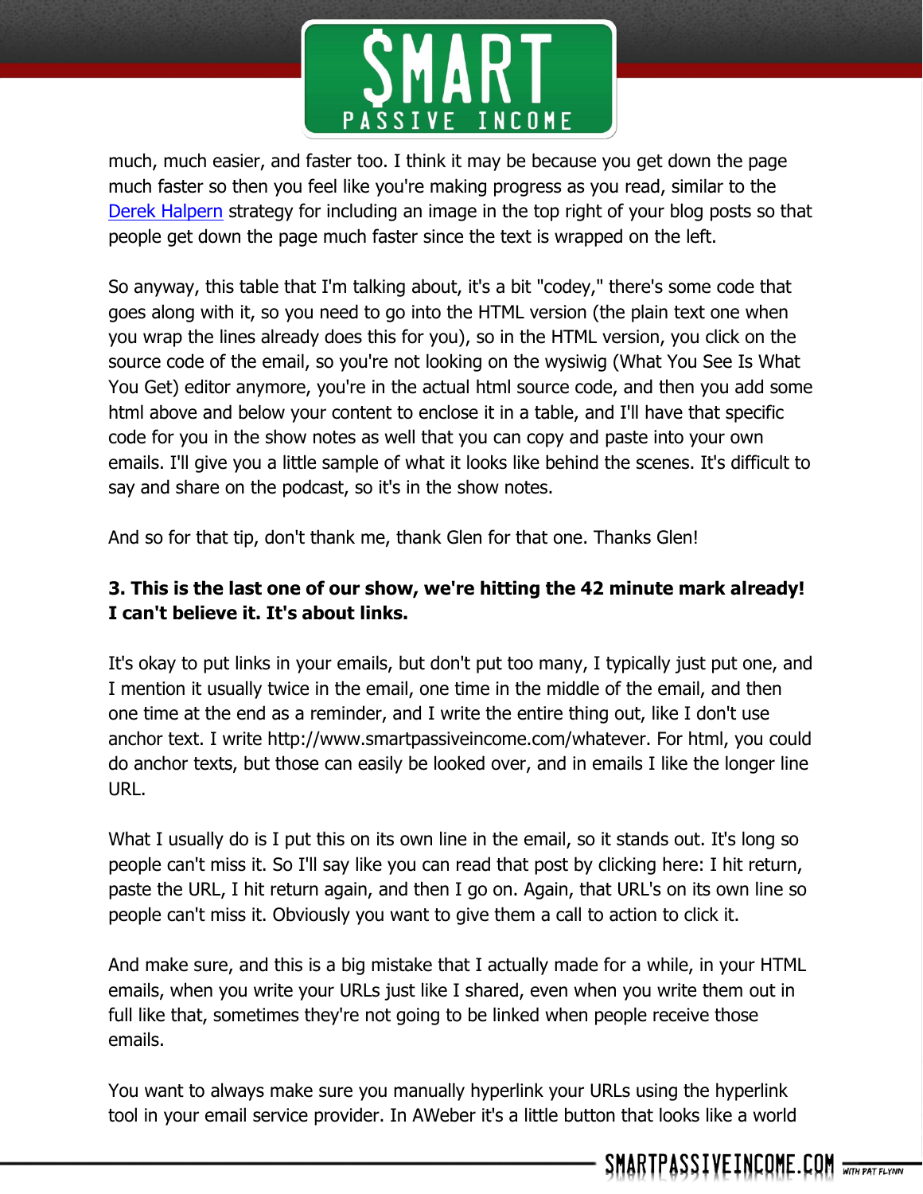much, much easier, and faster too. I think it may be because you get down the page much faster so then you feel like you're making progress as you read, similar to the [Derek Halpern](#) strategy for including an image in the top right of your blog posts so that people get down the page much faster since the text is wrapped on the left.

So anyway, this table that I'm talking about, it's a bit "codey," there's some code that goes along with it, so you need to go into the HTML version (the plain text one when you wrap the lines already does this for you), so in the HTML version, you click on the source code of the email, so you're not looking on the wysiwig (What You See Is What You Get) editor anymore, you're in the actual html source code, and then you add some html above and below your content to enclose it in a table, and I'll have that specific code for you in the show notes as well that you can copy and paste into your own emails. I'll give you a little sample of what it looks like behind the scenes. It's difficult to say and share on the podcast, so it's in the show notes.

And so for that tip, don't thank me, thank Glen for that one. Thanks Glen!

**3. This is the last one of our show, we're hitting the 42 minute mark already! I can't believe it. It's about links.**

It's okay to put links in your emails, but don't put too many, I typically just put one, and I mention it usually twice in the email, one time in the middle of the email, and then one time at the end as a reminder, and I write the entire thing out, like I don't use anchor text. I write http://www.smartpassiveincome.com/whatever. For html, you could do anchor texts, but those can easily be looked over, and in emails I like the longer line URL.

What I usually do is I put this on its own line in the email, so it stands out. It's long so people can't miss it. So I'll say like you can read that post by clicking here: I hit return, paste the URL, I hit return again, and then I go on. Again, that URL's on its own line so people can't miss it. Obviously you want to give them a call to action to click it.

And make sure, and this is a big mistake that I actually made for a while, in your HTML emails, when you write your URLs just like I shared, even when you write them out in full like that, sometimes they're not going to be linked when people receive those emails.

You want to always make sure you manually hyperlink your URLs using the hyperlink tool in your email service provider. In AWeber it's a little button that looks like a world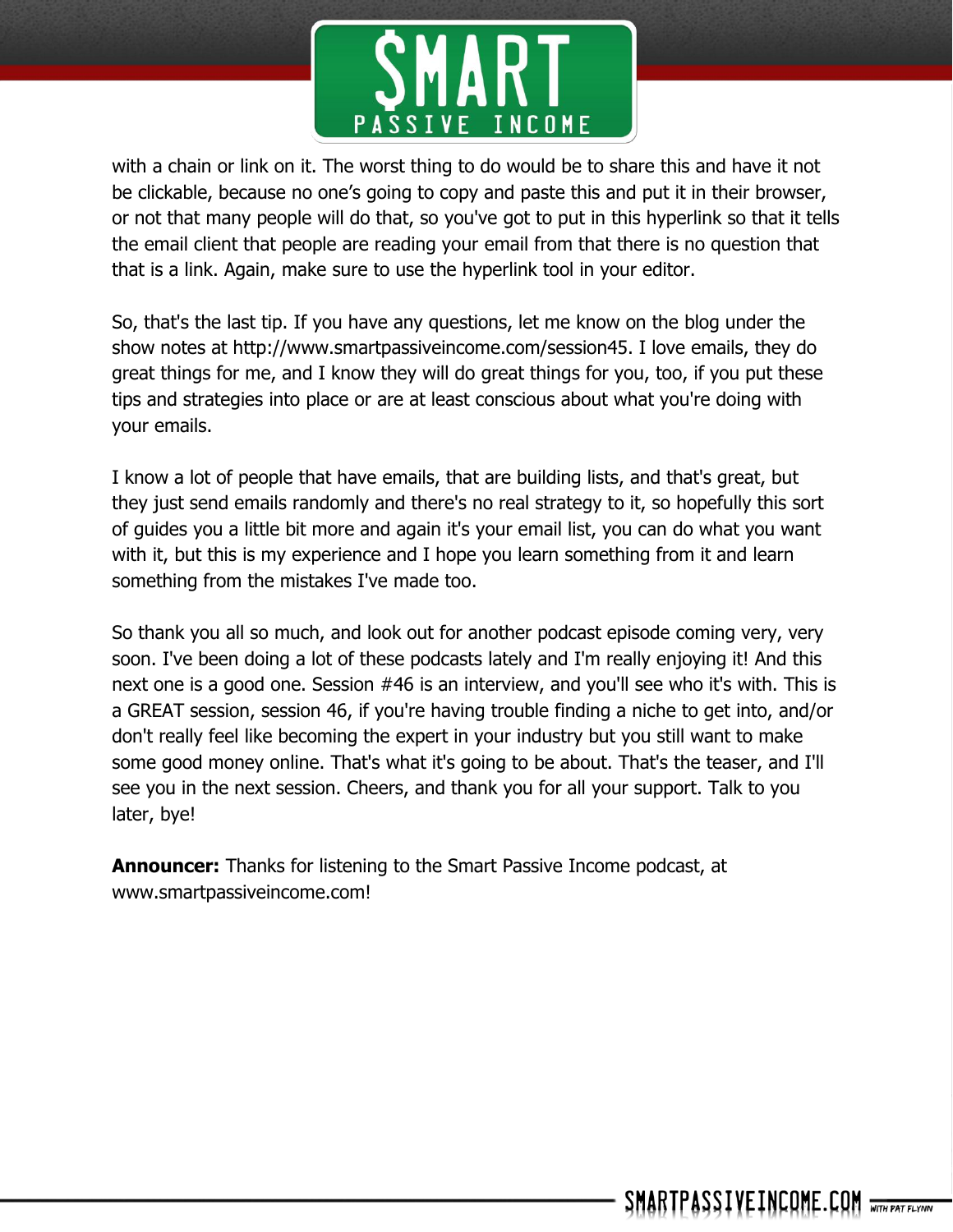with a chain or link on it. The worst thing to do would be to share this and have it not be clickable, because no one's going to copy and paste this and put it in their browser, or not that many people will do that, so you've got to put in this hyperlink so that it tells the email client that people are reading your email from that there is no question that that is a link. Again, make sure to use the hyperlink tool in your editor.

So, that's the last tip. If you have any questions, let me know on the blog under the show notes at http://www.smartpassiveincome.com/session45. I love emails, they do great things for me, and I know they will do great things for you, too, if you put these tips and strategies into place or are at least conscious about what you're doing with your emails.

I know a lot of people that have emails, that are building lists, and that's great, but they just send emails randomly and there's no real strategy to it, so hopefully this sort of guides you a little bit more and again it's your email list, you can do what you want with it, but this is my experience and I hope you learn something from it and learn something from the mistakes I've made too.

So thank you all so much, and look out for another podcast episode coming very, very soon. I've been doing a lot of these podcasts lately and I'm really enjoying it! And this next one is a good one. Session #46 is an interview, and you'll see who it's with. This is a GREAT session, session 46, if you're having trouble finding a niche to get into, and/or don't really feel like becoming the expert in your industry but you still want to make some good money online. That's what it's going to be about. That's the teaser, and I'll see you in the next session. Cheers, and thank you for all your support. Talk to you later, bye!

**Announcer:** Thanks for listening to the Smart Passive Income podcast, at www.smartpassiveincome.com!